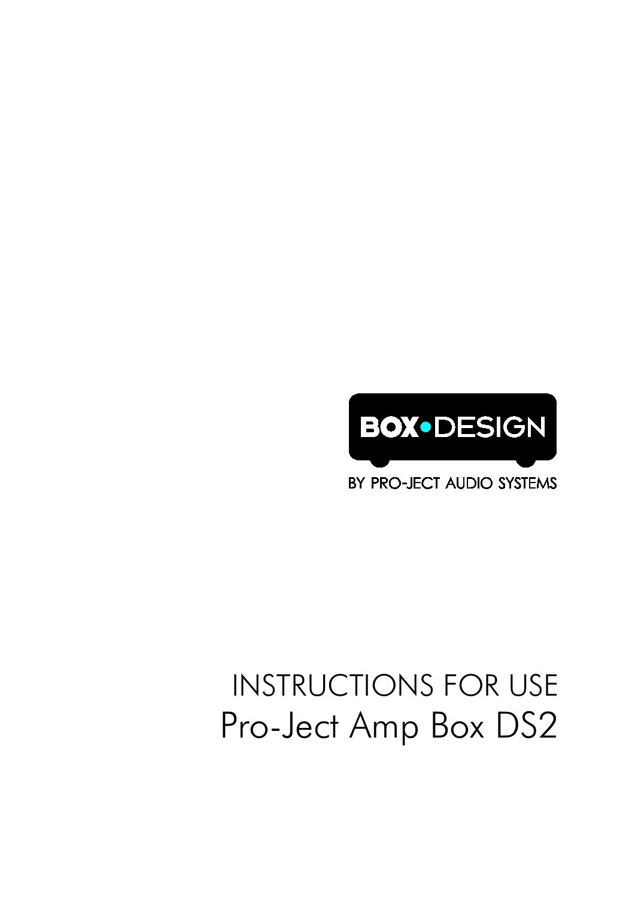BOX•DESIGN

BY PRO-JECT AUDIO SYSTEMS

# INSTRUCTIONS FOR USE

# Pro-Ject Amp Box DS2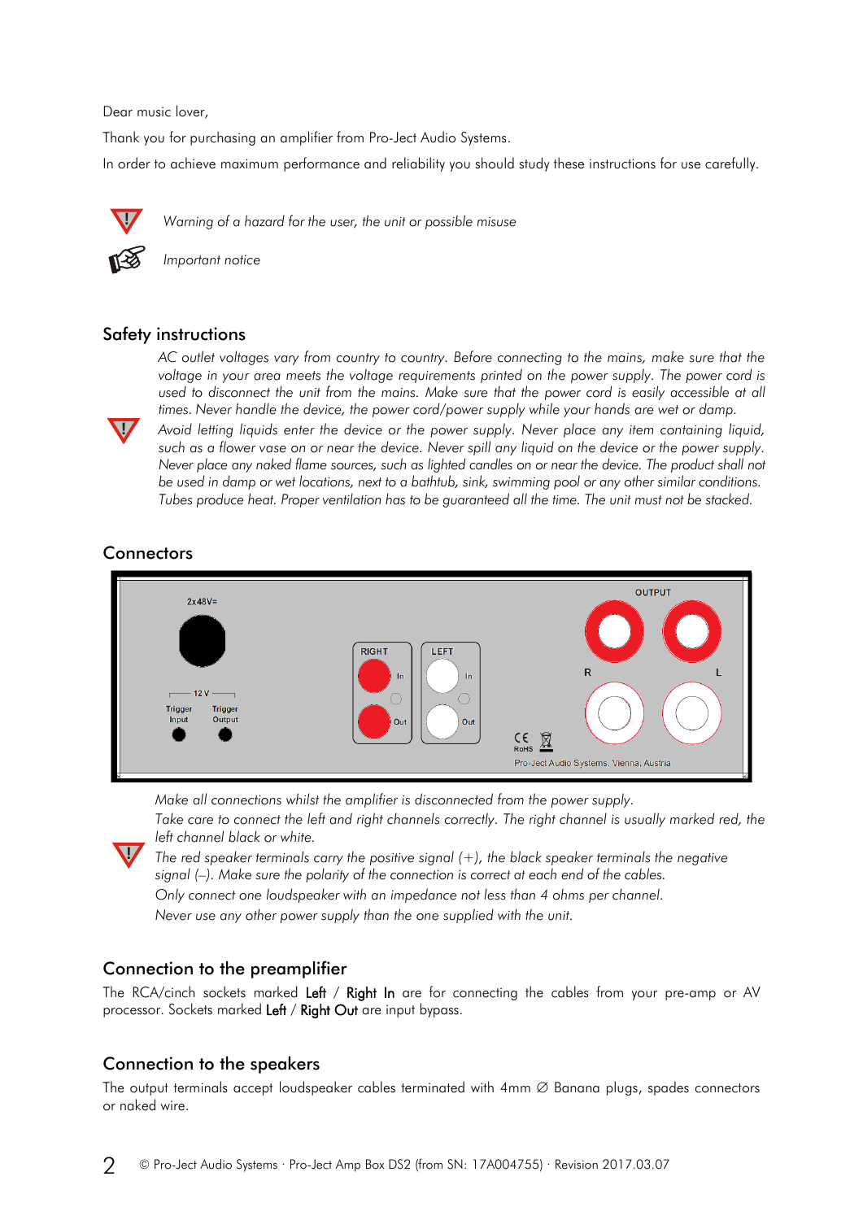Dear music lover,

Thank you for purchasing an amplifier from Pro-Ject Audio Systems.

In order to achieve maximum performance and reliability you should study these instructions for use carefully.

*Warning of a hazard for the user, the unit or possible misuse*

*Important notice*

## Safety instructions

*AC outlet voltages vary from country to country. Before connecting to the mains, make sure that the voltage in your area meets the voltage requirements printed on the power supply. The power cord is used to disconnect the unit from the mains. Make sure that the power cord is easily accessible at all times. Never handle the device, the power cord/power supply while your hands are wet or damp.*

*Avoid letting liquids enter the device or the power supply. Never place any item containing liquid, such as a flower vase on or near the device. Never spill any liquid on the device or the power supply. Never place any naked flame sources, such as lighted candles on or near the device. The product shall not be used in damp or wet locations, next to a bathtub, sink, swimming pool or any other similar conditions. Tubes produce heat. Proper ventilation has to be guaranteed all the time. The unit must not be stacked.*

## Connectors

2x48V=

12 V

Trigger Input

Trigger Output

RIGHT In Out

LEFT In Out

OUTPUT R L

RoHS

Pro-Ject Audio Systems, Vienna, Austria

*Make all connections whilst the amplifier is disconnected from the power supply.*

*Take care to connect the left and right channels correctly. The right channel is usually marked red, the left channel black or white.*

*The red speaker terminals carry the positive signal (+), the black speaker terminals the negative signal (–). Make sure the polarity of the connection is correct at each end of the cables.*

*Only connect one loudspeaker with an impedance not less than 4 ohms per channel.*

*Never use any other power supply than the one supplied with the unit.*

## Connection to the preamplifier

The RCA/cinch sockets marked Left / Right In are for connecting the cables from your pre-amp or AV processor. Sockets marked Left / Right Out are input bypass.

## Connection to the speakers

The output terminals accept loudspeaker cables terminated with 4mm ∅ Banana plugs, spades connectors or naked wire.

© Pro-Ject Audio Systems · Pro-Ject Amp Box DS2 (from SN: 17A004755) · Revision 2017.03.07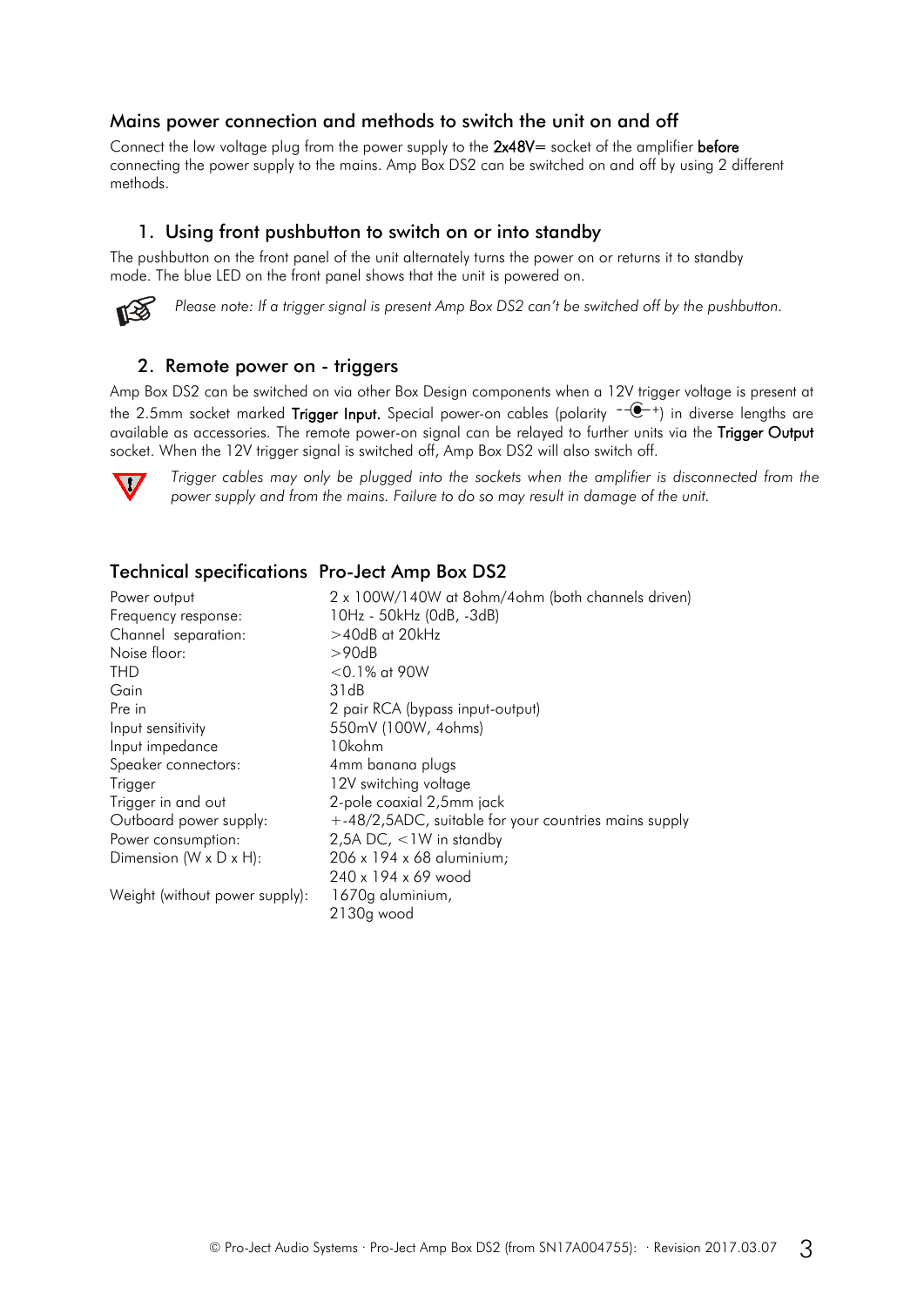## Mains power connection and methods to switch the unit on and off

Connect the low voltage plug from the power supply to the **2x48V=** socket of the amplifier **before** connecting the power supply to the mains. Amp Box DS2 can be switched on and off by using 2 different methods.

### 1. Using front pushbutton to switch on or into standby

The pushbutton on the front panel of the unit alternately turns the power on or returns it to standby mode. The blue LED on the front panel shows that the unit is powered on.

*Please note: If a trigger signal is present Amp Box DS2 can't be switched off by the pushbutton.*

### 2. Remote power on - triggers

Amp Box DS2 can be switched on via other Box Design components when a 12V trigger voltage is present at the 2.5mm socket marked **Trigger Input.** Special power-on cables (polarity –◐+) in diverse lengths are available as accessories. The remote power-on signal can be relayed to further units via the **Trigger Output** socket. When the 12V trigger signal is switched off, Amp Box DS2 will also switch off.

*Trigger cables may only be plugged into the sockets when the amplifier is disconnected from the power supply and from the mains. Failure to do so may result in damage of the unit.*

## Technical specifications Pro-Ject Amp Box DS2

| | |
|---|---|
| Power output | 2 x 100W/140W at 8ohm/4ohm (both channels driven) |
| Frequency response: | 10Hz - 50kHz (0dB, -3dB) |
| Channel separation: | >40dB at 20kHz |
| Noise floor: | >90dB |
| THD | <0.1% at 90W |
| Gain | 31dB |
| Pre in | 2 pair RCA (bypass input-output) |
| Input sensitivity | 550mV (100W, 4ohms) |
| Input impedance | 10kohm |
| Speaker connectors: | 4mm banana plugs |
| Trigger | 12V switching voltage |
| Trigger in and out | 2-pole coaxial 2,5mm jack |
| Outboard power supply: | +-48/2,5ADC, suitable for your countries mains supply |
| Power consumption: | 2,5A DC, <1W in standby |
| Dimension (W x D x H): | 206 x 194 x 68 aluminium;<br>240 x 194 x 69 wood |
| Weight (without power supply): | 1670g aluminium,<br>2130g wood |

© Pro-Ject Audio Systems · Pro-Ject Amp Box DS2 (from SN17A004755): · Revision 2017.03.07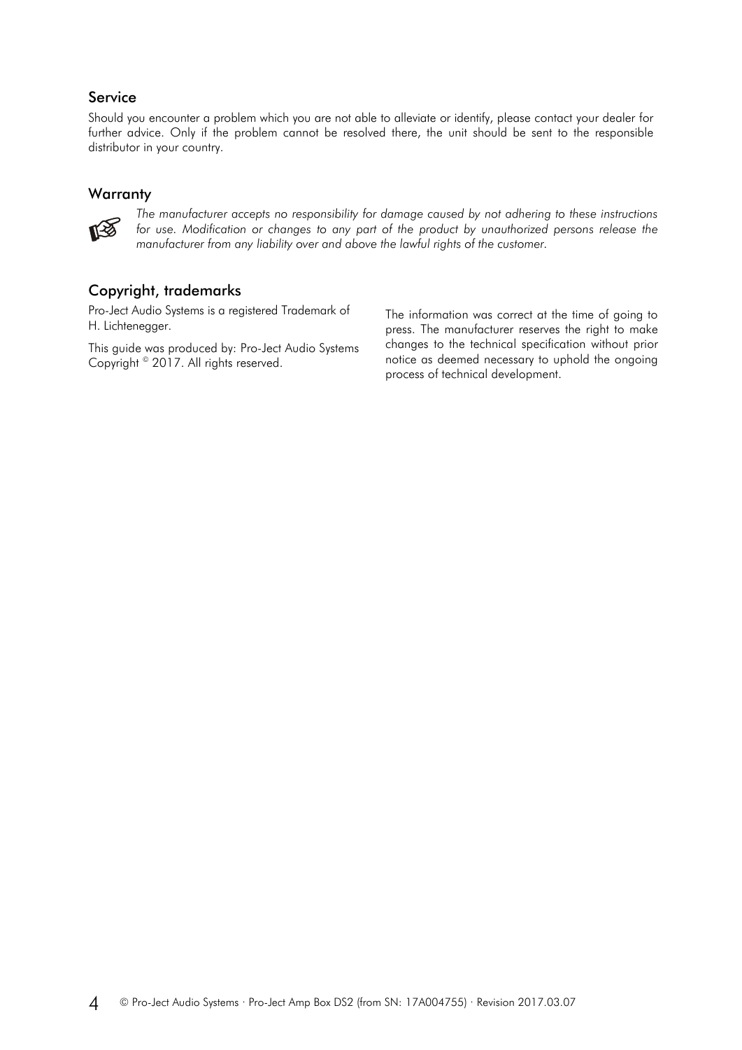## Service

Should you encounter a problem which you are not able to alleviate or identify, please contact your dealer for further advice. Only if the problem cannot be resolved there, the unit should be sent to the responsible distributor in your country.

## Warranty

*The manufacturer accepts no responsibility for damage caused by not adhering to these instructions for use. Modification or changes to any part of the product by unauthorized persons release the manufacturer from any liability over and above the lawful rights of the customer.*

## Copyright, trademarks

Pro-Ject Audio Systems is a registered Trademark of H. Lichtenegger.

This guide was produced by: Pro-Ject Audio Systems Copyright © 2017. All rights reserved.

The information was correct at the time of going to press. The manufacturer reserves the right to make changes to the technical specification without prior notice as deemed necessary to uphold the ongoing process of technical development.